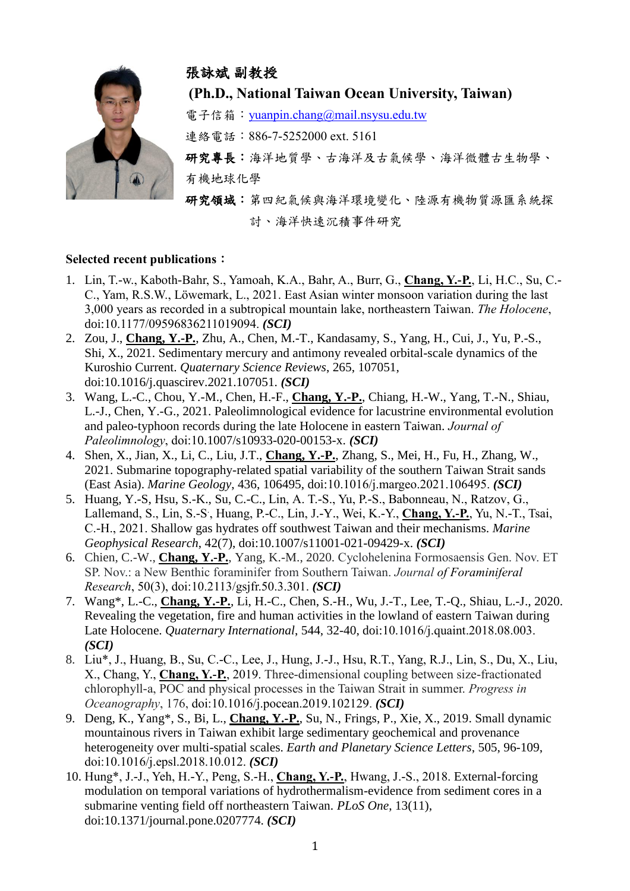# 張詠斌 副教授

**(Ph.D., National Taiwan Ocean University, Taiwan)**

電子信箱：yuanpin.chang@mail.nsysu.edu.tw

連絡電話：886-7-5252000 ext. 5161

**研究專長**：海洋地質學、古海洋及古氣候學、海洋微體古生物學、有機地球化學

**研究領域**：第四紀氣候與海洋環境變化、陸源有機物質源匯系統探討、海洋快速沉積事件研究

**Selected recent publications：**

1. Lin, T.-w., Kaboth-Bahr, S., Yamoah, K.A., Bahr, A., Burr, G., **Chang, Y.-P.**, Li, H.C., Su, C.-C., Yam, R.S.W., Löwemark, L., 2021. East Asian winter monsoon variation during the last 3,000 years as recorded in a subtropical mountain lake, northeastern Taiwan. *The Holocene*, doi:10.1177/09596836211019094. ***(SCI)***
2. Zou, J., **Chang, Y.-P.**, Zhu, A., Chen, M.-T., Kandasamy, S., Yang, H., Cui, J., Yu, P.-S., Shi, X., 2021. Sedimentary mercury and antimony revealed orbital-scale dynamics of the Kuroshio Current. *Quaternary Science Reviews*, 265, 107051, doi:10.1016/j.quascirev.2021.107051. ***(SCI)***
3. Wang, L.-C., Chou, Y.-M., Chen, H.-F., **Chang, Y.-P.**, Chiang, H.-W., Yang, T.-N., Shiau, L.-J., Chen, Y.-G., 2021. Paleolimnological evidence for lacustrine environmental evolution and paleo-typhoon records during the late Holocene in eastern Taiwan. *Journal of Paleolimnology*, doi:10.1007/s10933-020-00153-x. ***(SCI)***
4. Shen, X., Jian, X., Li, C., Liu, J.T., **Chang, Y.-P.**, Zhang, S., Mei, H., Fu, H., Zhang, W., 2021. Submarine topography-related spatial variability of the southern Taiwan Strait sands (East Asia). *Marine Geology*, 436, 106495, doi:10.1016/j.margeo.2021.106495. ***(SCI)***
5. Huang, Y.-S, Hsu, S.-K., Su, C.-C., Lin, A. T.-S., Yu, P.-S., Babonneau, N., Ratzov, G., Lallemand, S., Lin, S.-S., Huang, P.-C., Lin, J.-Y., Wei, K.-Y., **Chang, Y.-P.**, Yu, N.-T., Tsai, C.-H., 2021. Shallow gas hydrates off southwest Taiwan and their mechanisms. *Marine Geophysical Research*, 42(7), doi:10.1007/s11001-021-09429-x. ***(SCI)***
6. Chien, C.-W., **Chang, Y.-P.**, Yang, K.-M., 2020. Cyclohelenina Formosaensis Gen. Nov. ET SP. Nov.: a New Benthic foraminifer from Southern Taiwan. *Journal of Foraminiferal Research*, 50(3), doi:10.2113/gsjfr.50.3.301. ***(SCI)***
7. Wang*, L.-C., **Chang, Y.-P.**, Li, H.-C., Chen, S.-H., Wu, J.-T., Lee, T.-Q., Shiau, L.-J., 2020. Revealing the vegetation, fire and human activities in the lowland of eastern Taiwan during Late Holocene. *Quaternary International*, 544, 32-40, doi:10.1016/j.quaint.2018.08.003. ***(SCI)***
8. Liu*, J., Huang, B., Su, C.-C., Lee, J., Hung, J.-J., Hsu, R.T., Yang, R.J., Lin, S., Du, X., Liu, X., Chang, Y., **Chang, Y.-P.**, 2019. Three-dimensional coupling between size-fractionated chlorophyll-a, POC and physical processes in the Taiwan Strait in summer. *Progress in Oceanography*, 176, doi:10.1016/j.pocean.2019.102129. ***(SCI)***
9. Deng, K., Yang*, S., Bi, L., **Chang, Y.-P.**, Su, N., Frings, P., Xie, X., 2019. Small dynamic mountainous rivers in Taiwan exhibit large sedimentary geochemical and provenance heterogeneity over multi-spatial scales. *Earth and Planetary Science Letters*, 505, 96-109, doi:10.1016/j.epsl.2018.10.012. ***(SCI)***
10. Hung*, J.-J., Yeh, H.-Y., Peng, S.-H., **Chang, Y.-P.**, Hwang, J.-S., 2018. External-forcing modulation on temporal variations of hydrothermalism-evidence from sediment cores in a submarine venting field off northeastern Taiwan. *PLoS One*, 13(11), doi:10.1371/journal.pone.0207774. ***(SCI)***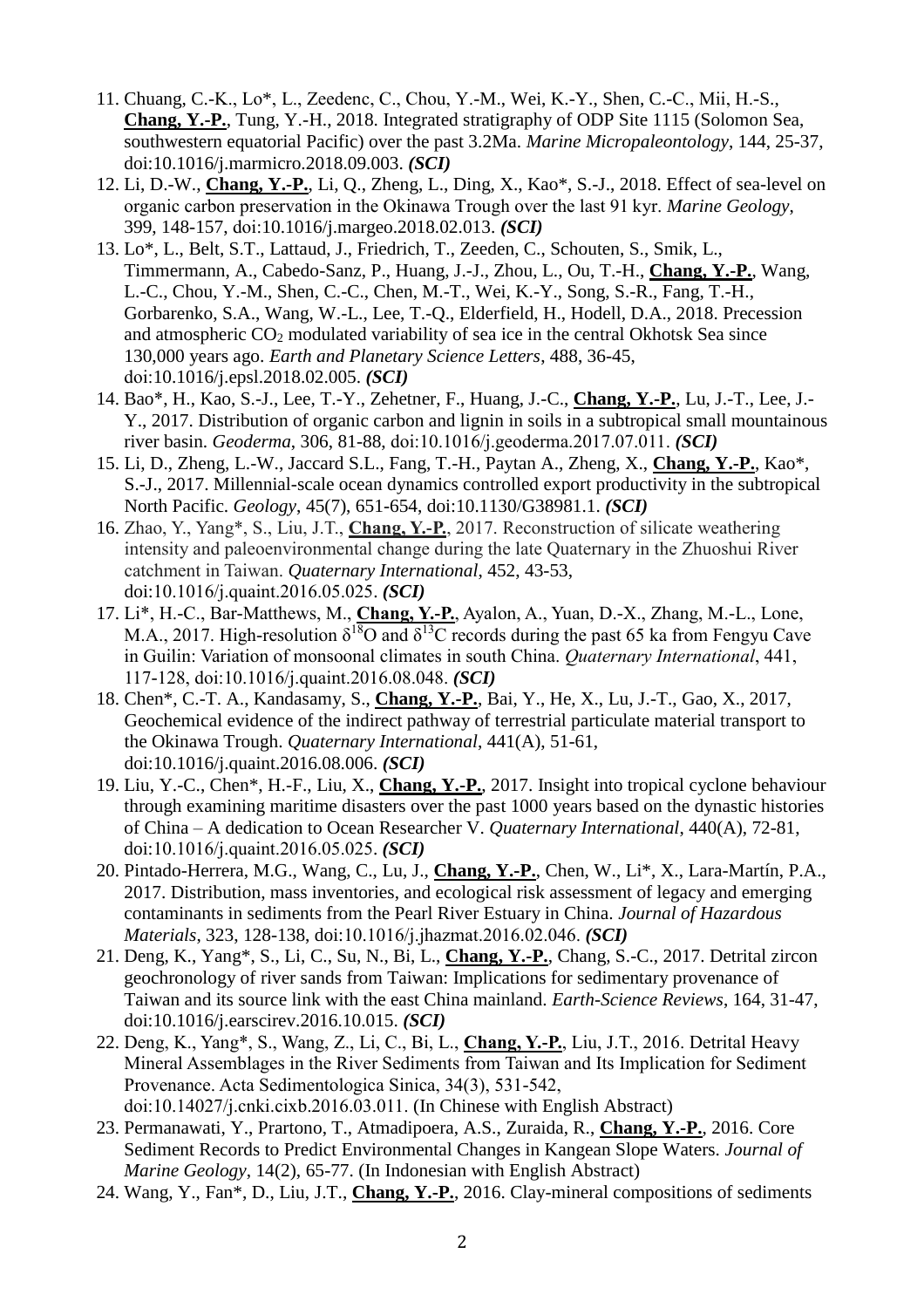11. Chuang, C.-K., Lo*, L., Zeedenc, C., Chou, Y.-M., Wei, K.-Y., Shen, C.-C., Mii, H.-S., **Chang, Y.-P.**, Tung, Y.-H., 2018. Integrated stratigraphy of ODP Site 1115 (Solomon Sea, southwestern equatorial Pacific) over the past 3.2Ma. *Marine Micropaleontology*, 144, 25-37, doi:10.1016/j.marmicro.2018.09.003. ***(SCI)***
12. Li, D.-W., **Chang, Y.-P.**, Li, Q., Zheng, L., Ding, X., Kao*, S.-J., 2018. Effect of sea-level on organic carbon preservation in the Okinawa Trough over the last 91 kyr. *Marine Geology*, 399, 148-157, doi:10.1016/j.margeo.2018.02.013. ***(SCI)***
13. Lo*, L., Belt, S.T., Lattaud, J., Friedrich, T., Zeeden, C., Schouten, S., Smik, L., Timmermann, A., Cabedo-Sanz, P., Huang, J.-J., Zhou, L., Ou, T.-H., **Chang, Y.-P.**, Wang, L.-C., Chou, Y.-M., Shen, C.-C., Chen, M.-T., Wei, K.-Y., Song, S.-R., Fang, T.-H., Gorbarenko, S.A., Wang, W.-L., Lee, T.-Q., Elderfield, H., Hodell, D.A., 2018. Precession and atmospheric $CO_2$ modulated variability of sea ice in the central Okhotsk Sea since 130,000 years ago. *Earth and Planetary Science Letters*, 488, 36-45, doi:10.1016/j.epsl.2018.02.005. ***(SCI)***
14. Bao*, H., Kao, S.-J., Lee, T.-Y., Zehetner, F., Huang, J.-C., **Chang, Y.-P.**, Lu, J.-T., Lee, J.-Y., 2017. Distribution of organic carbon and lignin in soils in a subtropical small mountainous river basin. *Geoderma*, 306, 81-88, doi:10.1016/j.geoderma.2017.07.011. ***(SCI)***
15. Li, D., Zheng, L.-W., Jaccard S.L., Fang, T.-H., Paytan A., Zheng, X., **Chang, Y.-P.**, Kao*, S.-J., 2017. Millennial-scale ocean dynamics controlled export productivity in the subtropical North Pacific. *Geology*, 45(7), 651-654, doi:10.1130/G38981.1. ***(SCI)***
16. Zhao, Y., Yang*, S., Liu, J.T., **Chang, Y.-P.**, 2017. Reconstruction of silicate weathering intensity and paleoenvironmental change during the late Quaternary in the Zhuoshui River catchment in Taiwan. *Quaternary International*, 452, 43-53, doi:10.1016/j.quaint.2016.05.025. ***(SCI)***
17. Li*, H.-C., Bar-Matthews, M., **Chang, Y.-P.**, Ayalon, A., Yuan, D.-X., Zhang, M.-L., Lone, M.A., 2017. High-resolution $\delta^{18}O$ and $\delta^{13}C$ records during the past 65 ka from Fengyu Cave in Guilin: Variation of monsoonal climates in south China. *Quaternary International*, 441, 117-128, doi:10.1016/j.quaint.2016.08.048. ***(SCI)***
18. Chen*, C.-T. A., Kandasamy, S., **Chang, Y.-P.**, Bai, Y., He, X., Lu, J.-T., Gao, X., 2017, Geochemical evidence of the indirect pathway of terrestrial particulate material transport to the Okinawa Trough. *Quaternary International*, 441(A), 51-61, doi:10.1016/j.quaint.2016.08.006. ***(SCI)***
19. Liu, Y.-C., Chen*, H.-F., Liu, X., **Chang, Y.-P.**, 2017. Insight into tropical cyclone behaviour through examining maritime disasters over the past 1000 years based on the dynastic histories of China – A dedication to Ocean Researcher V. *Quaternary International*, 440(A), 72-81, doi:10.1016/j.quaint.2016.05.025. ***(SCI)***
20. Pintado-Herrera, M.G., Wang, C., Lu, J., **Chang, Y.-P.**, Chen, W., Li*, X., Lara-Martín, P.A., 2017. Distribution, mass inventories, and ecological risk assessment of legacy and emerging contaminants in sediments from the Pearl River Estuary in China. *Journal of Hazardous Materials*, 323, 128-138, doi:10.1016/j.jhazmat.2016.02.046. ***(SCI)***
21. Deng, K., Yang*, S., Li, C., Su, N., Bi, L., **Chang, Y.-P.**, Chang, S.-C., 2017. Detrital zircon geochronology of river sands from Taiwan: Implications for sedimentary provenance of Taiwan and its source link with the east China mainland. *Earth-Science Reviews*, 164, 31-47, doi:10.1016/j.earscirev.2016.10.015. ***(SCI)***
22. Deng, K., Yang*, S., Wang, Z., Li, C., Bi, L., **Chang, Y.-P.**, Liu, J.T., 2016. Detrital Heavy Mineral Assemblages in the River Sediments from Taiwan and Its Implication for Sediment Provenance. Acta Sedimentologica Sinica, 34(3), 531-542, doi:10.14027/j.cnki.cixb.2016.03.011. (In Chinese with English Abstract)
23. Permanawati, Y., Prartono, T., Atmadipoera, A.S., Zuraida, R., **Chang, Y.-P.**, 2016. Core Sediment Records to Predict Environmental Changes in Kangean Slope Waters. *Journal of Marine Geology*, 14(2), 65-77. (In Indonesian with English Abstract)
24. Wang, Y., Fan*, D., Liu, J.T., **Chang, Y.-P.**, 2016. Clay-mineral compositions of sediments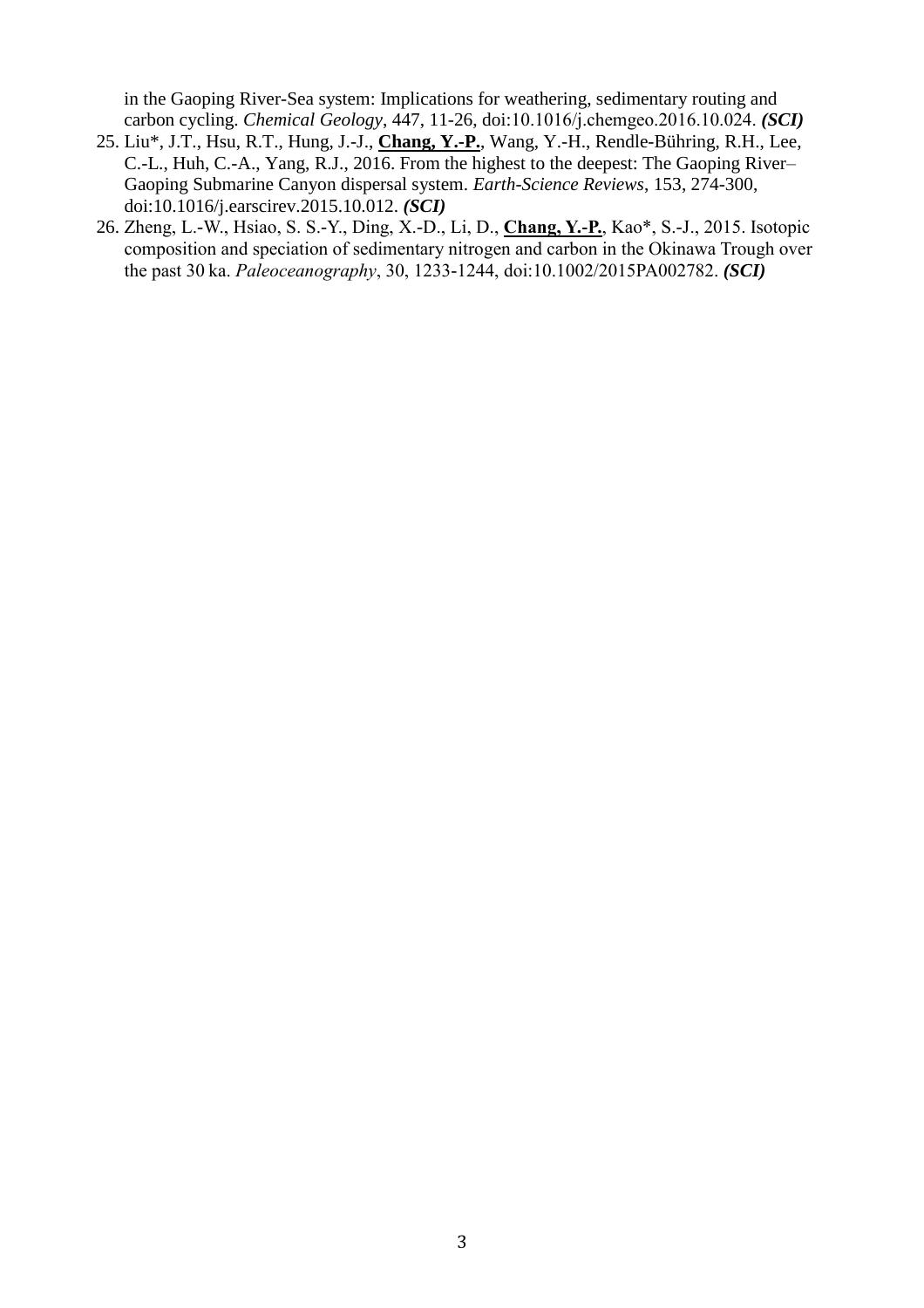in the Gaoping River-Sea system: Implications for weathering, sedimentary routing and carbon cycling. *Chemical Geology*, 447, 11-26, doi:10.1016/j.chemgeo.2016.10.024. ***(SCI)***

25. Liu*, J.T., Hsu, R.T., Hung, J.-J., **Chang, Y.-P.**, Wang, Y.-H., Rendle-Bühring, R.H., Lee, C.-L., Huh, C.-A., Yang, R.J., 2016. From the highest to the deepest: The Gaoping River–Gaoping Submarine Canyon dispersal system. *Earth-Science Reviews*, 153, 274-300, doi:10.1016/j.earscirev.2015.10.012. ***(SCI)***
26. Zheng, L.-W., Hsiao, S. S.-Y., Ding, X.-D., Li, D., **Chang, Y.-P.**, Kao*, S.-J., 2015. Isotopic composition and speciation of sedimentary nitrogen and carbon in the Okinawa Trough over the past 30 ka. *Paleoceanography*, 30, 1233-1244, doi:10.1002/2015PA002782. ***(SCI)***